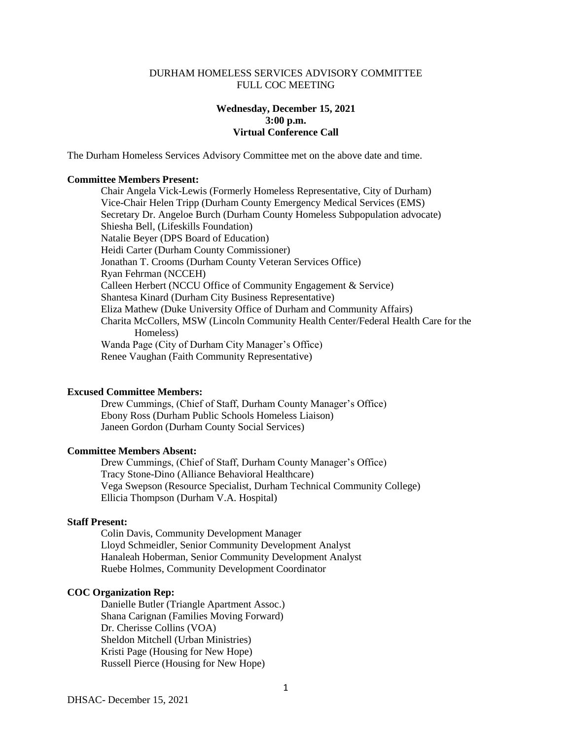DURHAM HOMELESS SERVICES ADVISORY COMMITTEE
FULL COC MEETING

**Wednesday, December 15, 2021**
**3:00 p.m.**
**Virtual Conference Call**

The Durham Homeless Services Advisory Committee met on the above date and time.

**Committee Members Present:**

Chair Angela Vick-Lewis (Formerly Homeless Representative, City of Durham)
Vice-Chair Helen Tripp (Durham County Emergency Medical Services (EMS)
Secretary Dr. Angeloe Burch (Durham County Homeless Subpopulation advocate)
Shiesha Bell, (Lifeskills Foundation)
Natalie Beyer (DPS Board of Education)
Heidi Carter (Durham County Commissioner)
Jonathan T. Crooms (Durham County Veteran Services Office)
Ryan Fehrman (NCCEH)
Calleen Herbert (NCCU Office of Community Engagement & Service)
Shantesa Kinard (Durham City Business Representative)
Eliza Mathew (Duke University Office of Durham and Community Affairs)
Charita McCollers, MSW (Lincoln Community Health Center/Federal Health Care for the Homeless)
Wanda Page (City of Durham City Manager's Office)
Renee Vaughan (Faith Community Representative)

**Excused Committee Members:**

Drew Cummings, (Chief of Staff, Durham County Manager's Office)
Ebony Ross (Durham Public Schools Homeless Liaison)
Janeen Gordon (Durham County Social Services)

**Committee Members Absent:**

Drew Cummings, (Chief of Staff, Durham County Manager's Office)
Tracy Stone-Dino (Alliance Behavioral Healthcare)
Vega Swepson (Resource Specialist, Durham Technical Community College)
Ellicia Thompson (Durham V.A. Hospital)

**Staff Present:**

Colin Davis, Community Development Manager
Lloyd Schmeidler, Senior Community Development Analyst
Hanaleah Hoberman, Senior Community Development Analyst
Ruebe Holmes, Community Development Coordinator

**COC Organization Rep:**

Danielle Butler (Triangle Apartment Assoc.)
Shana Carignan (Families Moving Forward)
Dr. Cherisse Collins (VOA)
Sheldon Mitchell (Urban Ministries)
Kristi Page (Housing for New Hope)
Russell Pierce (Housing for New Hope)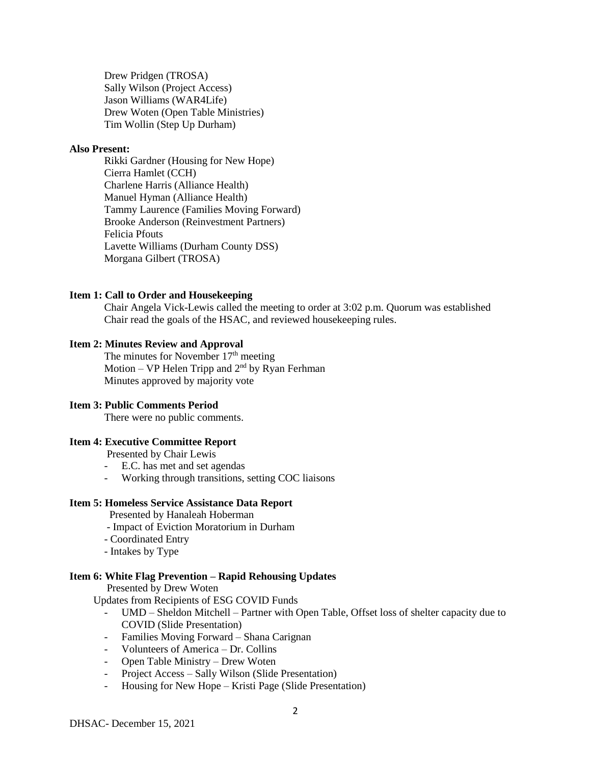Drew Pridgen (TROSA)
Sally Wilson (Project Access)
Jason Williams (WAR4Life)
Drew Woten (Open Table Ministries)
Tim Wollin (Step Up Durham)

**Also Present:**

Rikki Gardner (Housing for New Hope)
Cierra Hamlet (CCH)
Charlene Harris (Alliance Health)
Manuel Hyman (Alliance Health)
Tammy Laurence (Families Moving Forward)
Brooke Anderson (Reinvestment Partners)
Felicia Pfouts
Lavette Williams (Durham County DSS)
Morgana Gilbert (TROSA)

**Item 1: Call to Order and Housekeeping**

Chair Angela Vick-Lewis called the meeting to order at 3:02 p.m. Quorum was established
Chair read the goals of the HSAC, and reviewed housekeeping rules.

**Item 2: Minutes Review and Approval**

The minutes for November 17th meeting
Motion – VP Helen Tripp and 2nd by Ryan Ferhman
Minutes approved by majority vote

**Item 3: Public Comments Period**

There were no public comments.

**Item 4: Executive Committee Report**

Presented by Chair Lewis

- E.C. has met and set agendas
- Working through transitions, setting COC liaisons

**Item 5: Homeless Service Assistance Data Report**

Presented by Hanaleah Hoberman

- Impact of Eviction Moratorium in Durham
- Coordinated Entry
- Intakes by Type

**Item 6: White Flag Prevention – Rapid Rehousing Updates**

Presented by Drew Woten

Updates from Recipients of ESG COVID Funds

- UMD – Sheldon Mitchell – Partner with Open Table, Offset loss of shelter capacity due to COVID (Slide Presentation)
- Families Moving Forward – Shana Carignan
- Volunteers of America – Dr. Collins
- Open Table Ministry – Drew Woten
- Project Access – Sally Wilson (Slide Presentation)
- Housing for New Hope – Kristi Page (Slide Presentation)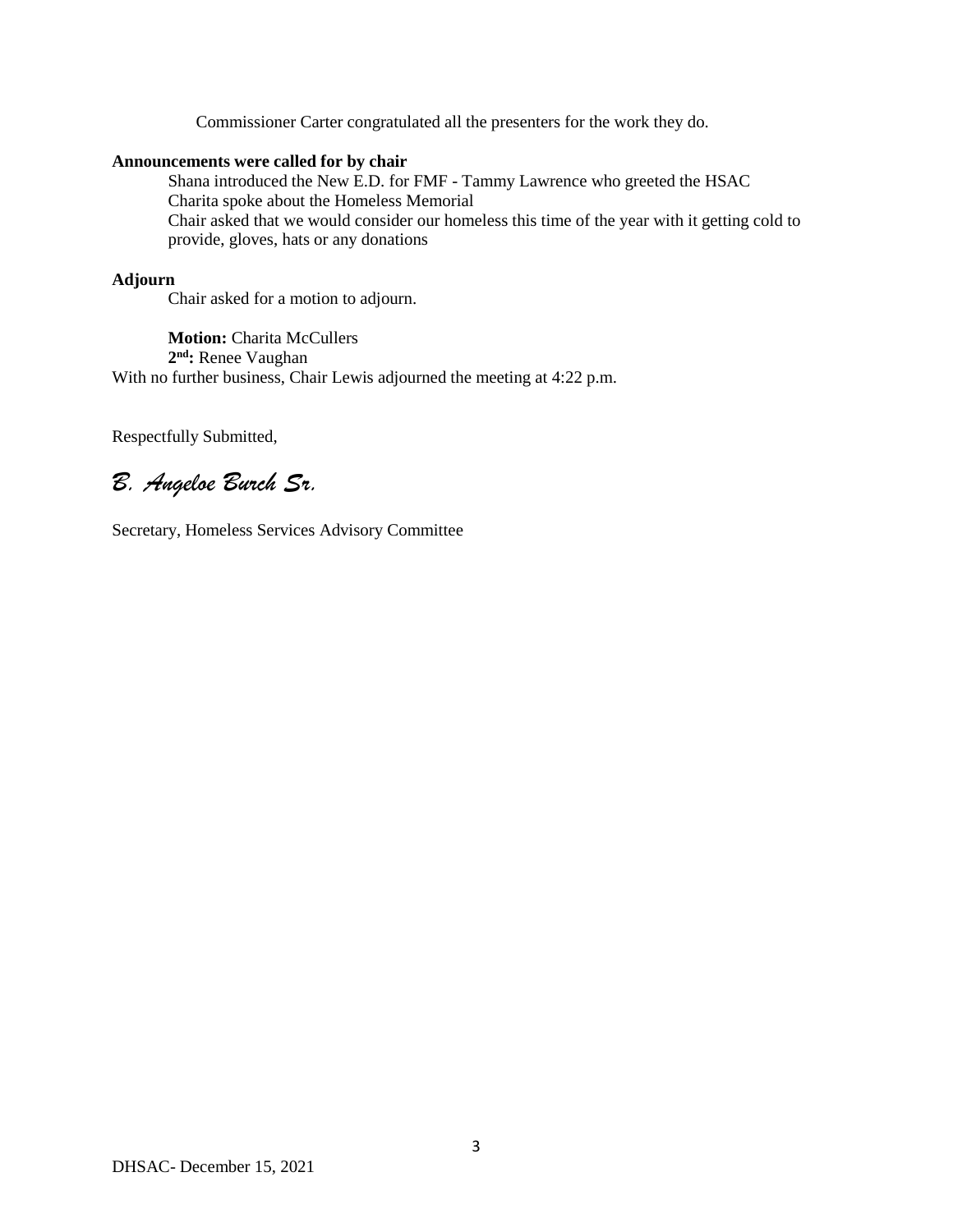Commissioner Carter congratulated all the presenters for the work they do.

**Announcements were called for by chair**

Shana introduced the New E.D. for FMF - Tammy Lawrence who greeted the HSAC
Charita spoke about the Homeless Memorial
Chair asked that we would consider our homeless this time of the year with it getting cold to provide, gloves, hats or any donations

**Adjourn**

Chair asked for a motion to adjourn.

**Motion:** Charita McCullers
**2nd:** Renee Vaughan
With no further business, Chair Lewis adjourned the meeting at 4:22 p.m.

Respectfully Submitted,

*B. Angeloe Burch Sr.*

Secretary, Homeless Services Advisory Committee